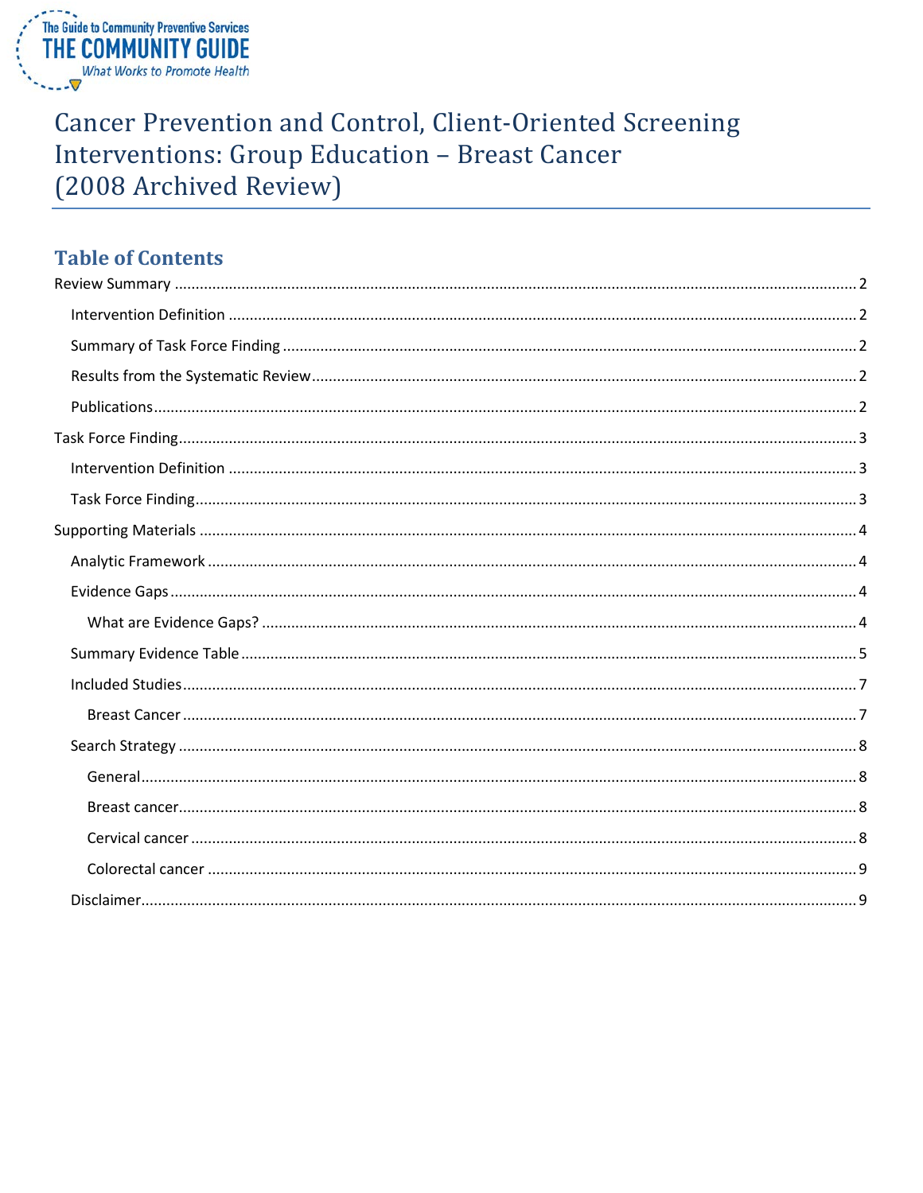The Guide to Community Preventive Services
THE COMMUNITY GUIDE
*What Works to Promote Health*

# Cancer Prevention and Control, Client-Oriented Screening Interventions: Group Education – Breast Cancer (2008 Archived Review)

## Table of Contents

- Review Summary ..... 2
  - Intervention Definition ..... 2
  - Summary of Task Force Finding ..... 2
  - Results from the Systematic Review ..... 2
  - Publications ..... 2
- Task Force Finding ..... 3
  - Intervention Definition ..... 3
  - Task Force Finding ..... 3
- Supporting Materials ..... 4
  - Analytic Framework ..... 4
  - Evidence Gaps ..... 4
    - What are Evidence Gaps? ..... 4
  - Summary Evidence Table ..... 5
  - Included Studies ..... 7
    - Breast Cancer ..... 7
  - Search Strategy ..... 8
    - General ..... 8
    - Breast cancer ..... 8
    - Cervical cancer ..... 8
    - Colorectal cancer ..... 9
  - Disclaimer ..... 9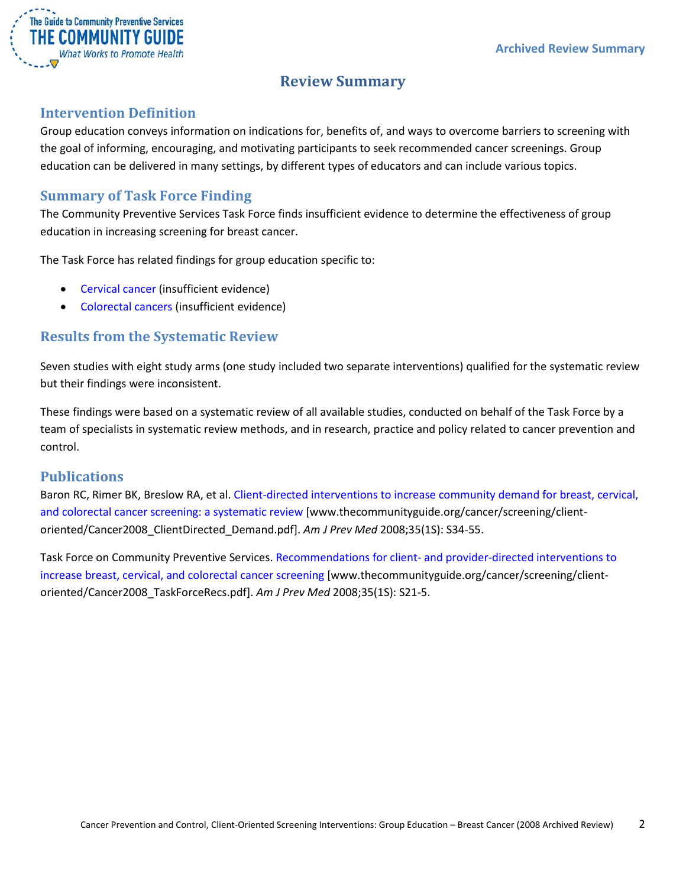# Review Summary

## Intervention Definition

Group education conveys information on indications for, benefits of, and ways to overcome barriers to screening with the goal of informing, encouraging, and motivating participants to seek recommended cancer screenings. Group education can be delivered in many settings, by different types of educators and can include various topics.

## Summary of Task Force Finding

The Community Preventive Services Task Force finds insufficient evidence to determine the effectiveness of group education in increasing screening for breast cancer.

The Task Force has related findings for group education specific to:

- Cervical cancer (insufficient evidence)
- Colorectal cancers (insufficient evidence)

## Results from the Systematic Review

Seven studies with eight study arms (one study included two separate interventions) qualified for the systematic review but their findings were inconsistent.

These findings were based on a systematic review of all available studies, conducted on behalf of the Task Force by a team of specialists in systematic review methods, and in research, practice and policy related to cancer prevention and control.

## Publications

Baron RC, Rimer BK, Breslow RA, et al. Client-directed interventions to increase community demand for breast, cervical, and colorectal cancer screening: a systematic review [www.thecommunityguide.org/cancer/screening/client-oriented/Cancer2008_ClientDirected_Demand.pdf]. *Am J Prev Med* 2008;35(1S): S34-55.

Task Force on Community Preventive Services. Recommendations for client- and provider-directed interventions to increase breast, cervical, and colorectal cancer screening [www.thecommunityguide.org/cancer/screening/client-oriented/Cancer2008_TaskForceRecs.pdf]. *Am J Prev Med* 2008;35(1S): S21-5.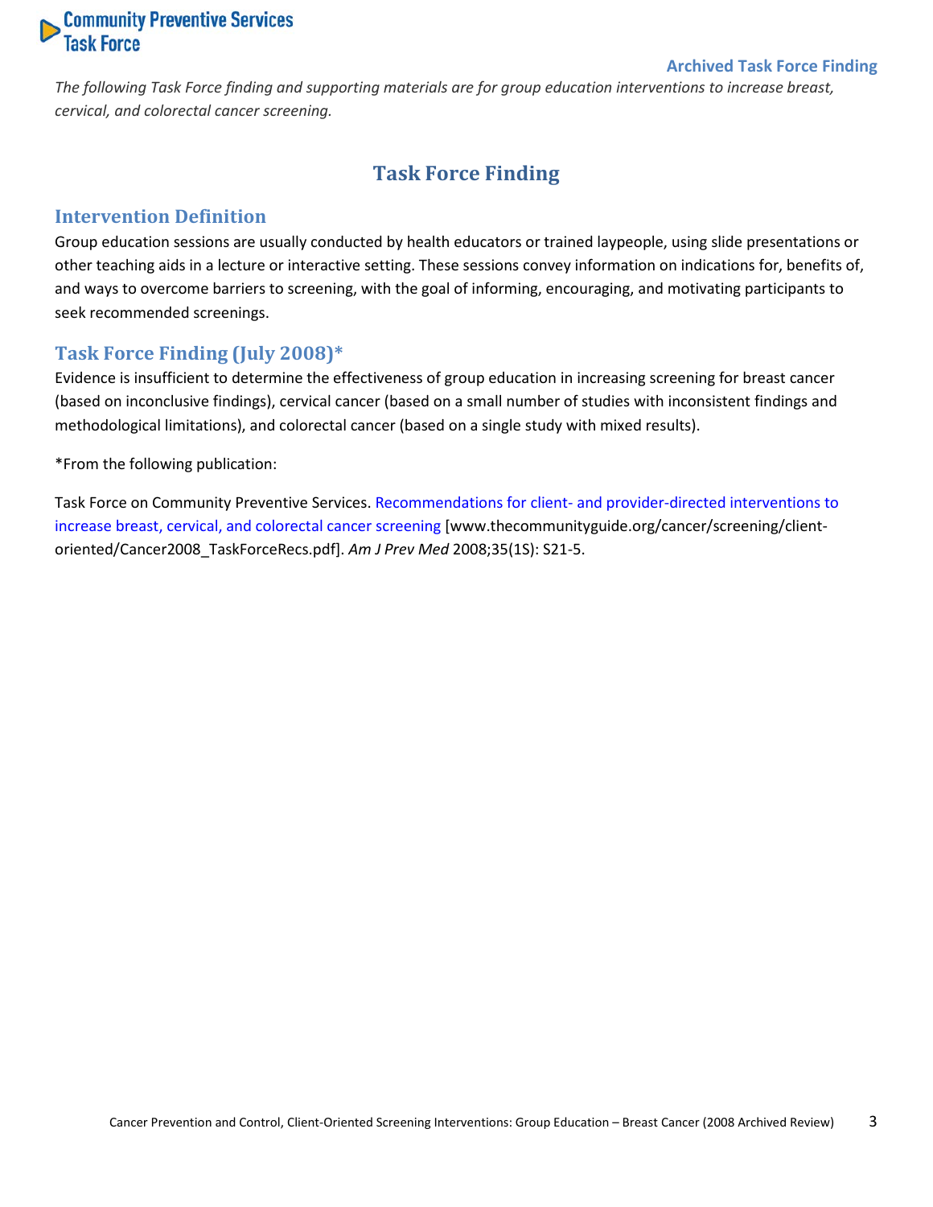Archived Task Force Finding

*The following Task Force finding and supporting materials are for group education interventions to increase breast, cervical, and colorectal cancer screening.*

# Task Force Finding

## Intervention Definition

Group education sessions are usually conducted by health educators or trained laypeople, using slide presentations or other teaching aids in a lecture or interactive setting. These sessions convey information on indications for, benefits of, and ways to overcome barriers to screening, with the goal of informing, encouraging, and motivating participants to seek recommended screenings.

## Task Force Finding (July 2008)*

Evidence is insufficient to determine the effectiveness of group education in increasing screening for breast cancer (based on inconclusive findings), cervical cancer (based on a small number of studies with inconsistent findings and methodological limitations), and colorectal cancer (based on a single study with mixed results).

*From the following publication:

Task Force on Community Preventive Services. Recommendations for client- and provider-directed interventions to increase breast, cervical, and colorectal cancer screening [www.thecommunityguide.org/cancer/screening/client-oriented/Cancer2008_TaskForceRecs.pdf]. *Am J Prev Med* 2008;35(1S): S21-5.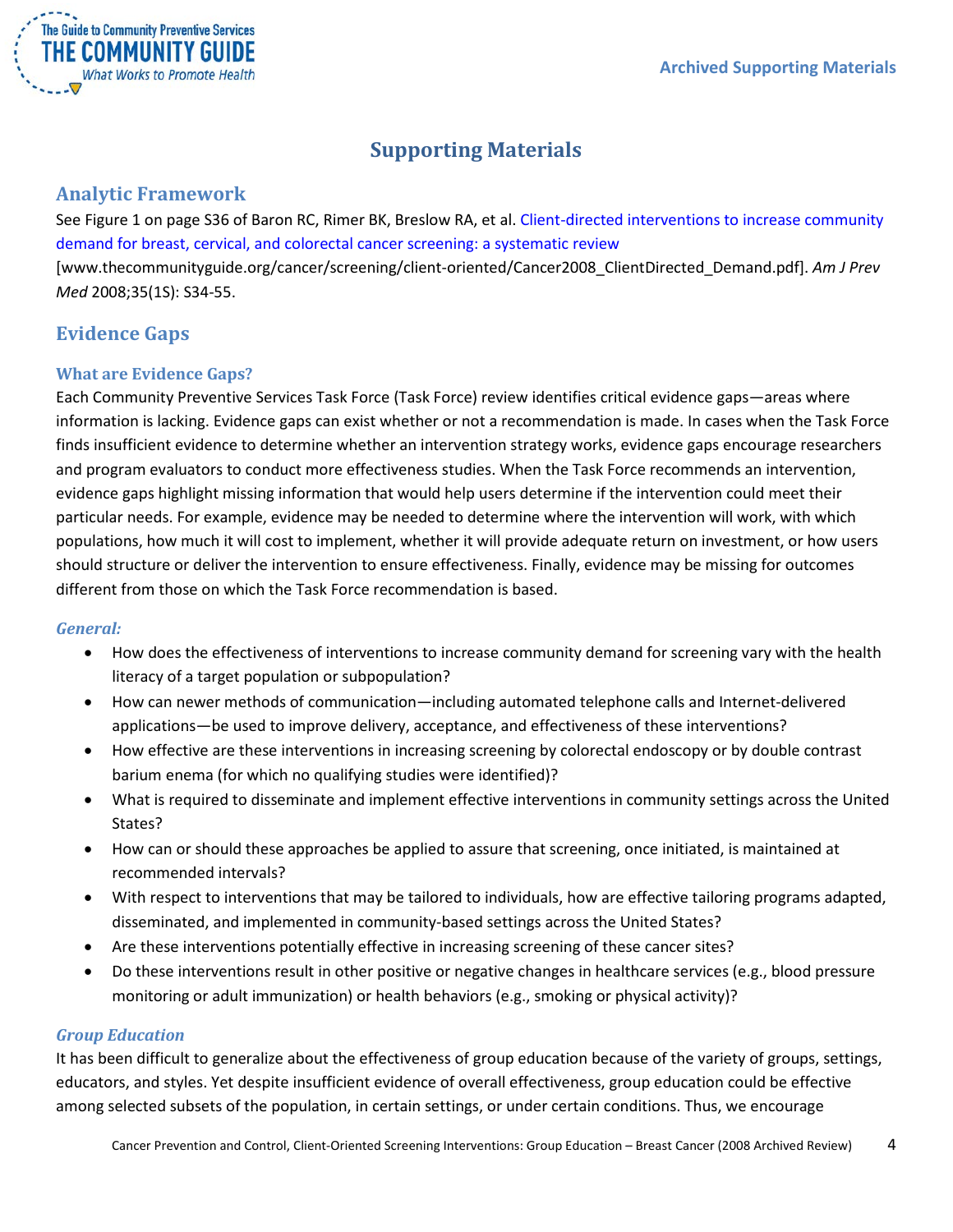## Supporting Materials

### Analytic Framework

See Figure 1 on page S36 of Baron RC, Rimer BK, Breslow RA, et al. Client-directed interventions to increase community demand for breast, cervical, and colorectal cancer screening: a systematic review [www.thecommunityguide.org/cancer/screening/client-oriented/Cancer2008_ClientDirected_Demand.pdf]. *Am J Prev Med* 2008;35(1S): S34-55.

### Evidence Gaps

#### What are Evidence Gaps?

Each Community Preventive Services Task Force (Task Force) review identifies critical evidence gaps—areas where information is lacking. Evidence gaps can exist whether or not a recommendation is made. In cases when the Task Force finds insufficient evidence to determine whether an intervention strategy works, evidence gaps encourage researchers and program evaluators to conduct more effectiveness studies. When the Task Force recommends an intervention, evidence gaps highlight missing information that would help users determine if the intervention could meet their particular needs. For example, evidence may be needed to determine where the intervention will work, with which populations, how much it will cost to implement, whether it will provide adequate return on investment, or how users should structure or deliver the intervention to ensure effectiveness. Finally, evidence may be missing for outcomes different from those on which the Task Force recommendation is based.

#### *General:*

- How does the effectiveness of interventions to increase community demand for screening vary with the health literacy of a target population or subpopulation?
- How can newer methods of communication—including automated telephone calls and Internet-delivered applications—be used to improve delivery, acceptance, and effectiveness of these interventions?
- How effective are these interventions in increasing screening by colorectal endoscopy or by double contrast barium enema (for which no qualifying studies were identified)?
- What is required to disseminate and implement effective interventions in community settings across the United States?
- How can or should these approaches be applied to assure that screening, once initiated, is maintained at recommended intervals?
- With respect to interventions that may be tailored to individuals, how are effective tailoring programs adapted, disseminated, and implemented in community-based settings across the United States?
- Are these interventions potentially effective in increasing screening of these cancer sites?
- Do these interventions result in other positive or negative changes in healthcare services (e.g., blood pressure monitoring or adult immunization) or health behaviors (e.g., smoking or physical activity)?

#### *Group Education*

It has been difficult to generalize about the effectiveness of group education because of the variety of groups, settings, educators, and styles. Yet despite insufficient evidence of overall effectiveness, group education could be effective among selected subsets of the population, in certain settings, or under certain conditions. Thus, we encourage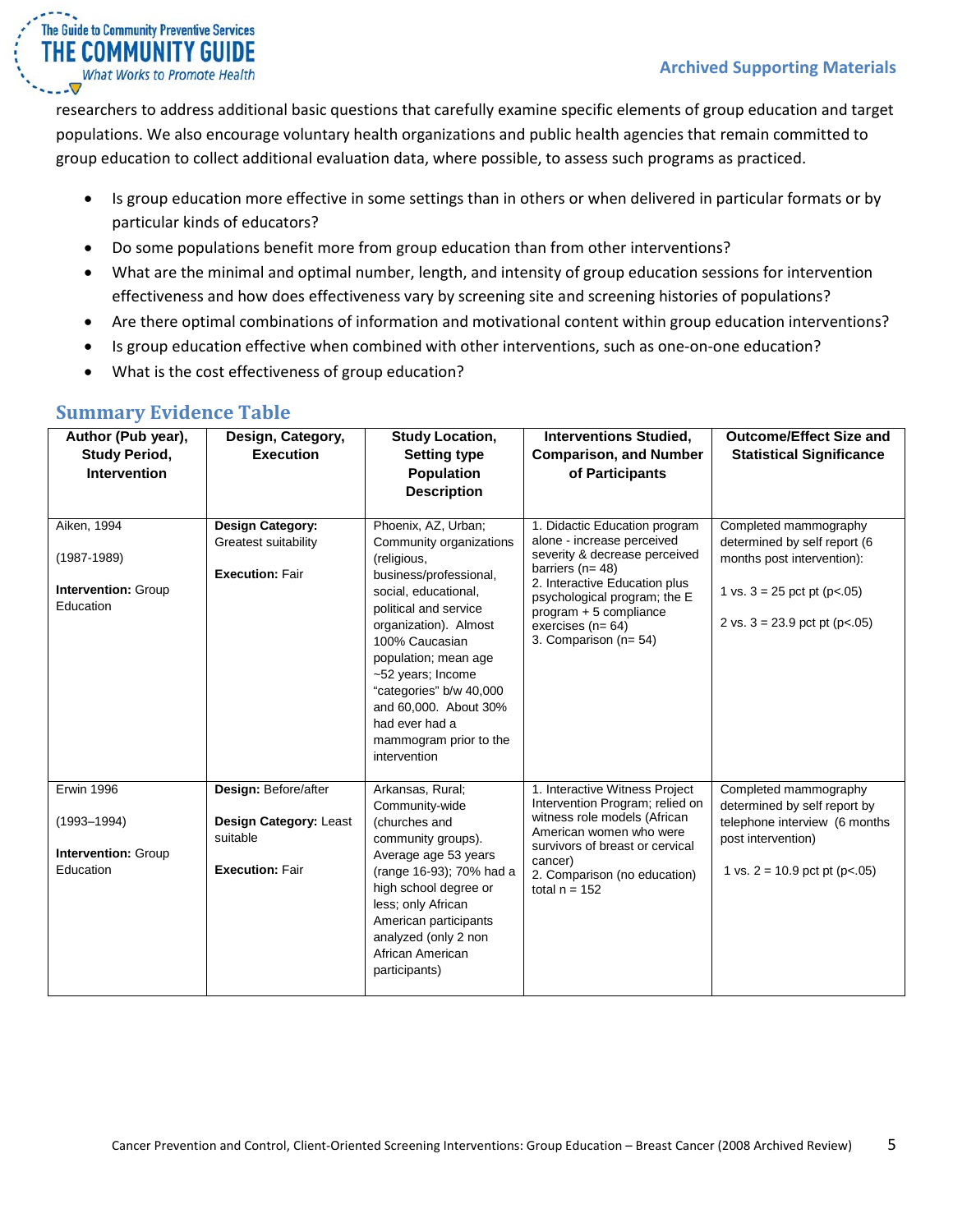researchers to address additional basic questions that carefully examine specific elements of group education and target populations. We also encourage voluntary health organizations and public health agencies that remain committed to group education to collect additional evaluation data, where possible, to assess such programs as practiced.

- Is group education more effective in some settings than in others or when delivered in particular formats or by particular kinds of educators?
- Do some populations benefit more from group education than from other interventions?
- What are the minimal and optimal number, length, and intensity of group education sessions for intervention effectiveness and how does effectiveness vary by screening site and screening histories of populations?
- Are there optimal combinations of information and motivational content within group education interventions?
- Is group education effective when combined with other interventions, such as one-on-one education?
- What is the cost effectiveness of group education?

## Summary Evidence Table

| Author (Pub year), Study Period, Intervention | Design, Category, Execution | Study Location, Setting type Population Description | Interventions Studied, Comparison, and Number of Participants | Outcome/Effect Size and Statistical Significance |
|---|---|---|---|---|
| Aiken, 1994<br><br>(1987-1989)<br><br>**Intervention:** Group Education | **Design Category:** Greatest suitability<br><br>**Execution:** Fair | Phoenix, AZ, Urban; Community organizations (religious, business/professional, social, educational, political and service organization). Almost 100% Caucasian population; mean age ~52 years; Income "categories" b/w 40,000 and 60,000. About 30% had ever had a mammogram prior to the intervention | 1. Didactic Education program alone - increase perceived severity & decrease perceived barriers (n= 48)<br>2. Interactive Education plus psychological program; the E program + 5 compliance exercises (n= 64)<br>3. Comparison (n= 54) | Completed mammography determined by self report (6 months post intervention):<br><br>1 vs. 3 = 25 pct pt (p<.05)<br><br>2 vs. 3 = 23.9 pct pt (p<.05) |
| Erwin 1996<br><br>(1993–1994)<br><br>**Intervention:** Group Education | **Design:** Before/after<br><br>**Design Category:** Least suitable<br><br>**Execution:** Fair | Arkansas, Rural; Community-wide (churches and community groups). Average age 53 years (range 16-93); 70% had a high school degree or less; only African American participants analyzed (only 2 non African American participants) | 1. Interactive Witness Project Intervention Program; relied on witness role models (African American women who were survivors of breast or cervical cancer)<br>2. Comparison (no education)<br>total n = 152 | Completed mammography determined by self report by telephone interview (6 months post intervention)<br><br>1 vs. 2 = 10.9 pct pt (p<.05) |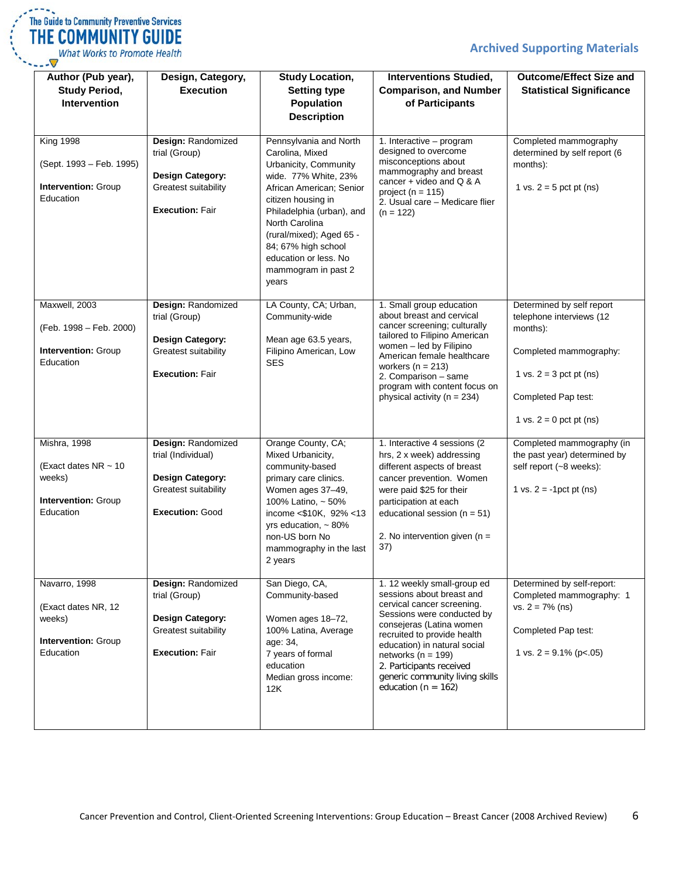| Author (Pub year), Study Period, Intervention | Design, Category, Execution | Study Location, Setting type Population Description | Interventions Studied, Comparison, and Number of Participants | Outcome/Effect Size and Statistical Significance |
|---|---|---|---|---|
| King 1998<br><br>(Sept. 1993 – Feb. 1995)<br><br>**Intervention:** Group Education | **Design:** Randomized trial (Group)<br><br>**Design Category:** Greatest suitability<br><br>**Execution:** Fair | Pennsylvania and North Carolina, Mixed Urbanicity, Community wide. 77% White, 23% African American; Senior citizen housing in Philadelphia (urban), and North Carolina (rural/mixed); Aged 65 - 84; 67% high school education or less. No mammogram in past 2 years | 1. Interactive – program designed to overcome misconceptions about mammography and breast cancer + video and Q & A project (n = 115)<br>2. Usual care – Medicare flier (n = 122) | Completed mammography determined by self report (6 months):<br><br>1 vs. 2 = 5 pct pt (ns) |
| Maxwell, 2003<br><br>(Feb. 1998 – Feb. 2000)<br><br>**Intervention:** Group Education | **Design:** Randomized trial (Group)<br><br>**Design Category:** Greatest suitability<br><br>**Execution:** Fair | LA County, CA; Urban, Community-wide<br><br>Mean age 63.5 years, Filipino American, Low SES | 1. Small group education about breast and cervical cancer screening; culturally tailored to Filipino American women – led by Filipino American female healthcare workers (n = 213)<br>2. Comparison – same program with content focus on physical activity (n = 234) | Determined by self report telephone interviews (12 months):<br><br>Completed mammography:<br><br>1 vs. 2 = 3 pct pt (ns)<br><br>Completed Pap test:<br><br>1 vs. 2 = 0 pct pt (ns) |
| Mishra, 1998<br><br>(Exact dates NR ~ 10 weeks)<br><br>**Intervention:** Group Education | **Design:** Randomized trial (Individual)<br><br>**Design Category:** Greatest suitability<br><br>**Execution:** Good | Orange County, CA; Mixed Urbanicity, community-based primary care clinics. Women ages 37–49, 100% Latino, ~ 50% income <$10K, 92% <13 yrs education, ~ 80% non-US born No mammography in the last 2 years | 1. Interactive 4 sessions (2 hrs, 2 x week) addressing different aspects of breast cancer prevention. Women were paid $25 for their participation at each educational session (n = 51)<br><br>2. No intervention given (n = 37) | Completed mammography (in the past year) determined by self report (~8 weeks):<br><br>1 vs. 2 = -1pct pt (ns) |
| Navarro, 1998<br><br>(Exact dates NR, 12 weeks)<br><br>**Intervention:** Group Education | **Design:** Randomized trial (Group)<br><br>**Design Category:** Greatest suitability<br><br>**Execution:** Fair | San Diego, CA, Community-based<br><br>Women ages 18–72, 100% Latina, Average age: 34,<br>7 years of formal education<br>Median gross income: 12K | 1. 12 weekly small-group ed sessions about breast and cervical cancer screening. Sessions were conducted by consejeras (Latina women recruited to provide health education) in natural social networks (n = 199)<br>2. Participants received generic community living skills education (n = 162) | Determined by self-report: Completed mammography: 1 vs. 2 = 7% (ns)<br><br>Completed Pap test:<br><br>1 vs. 2 = 9.1% (p<.05) |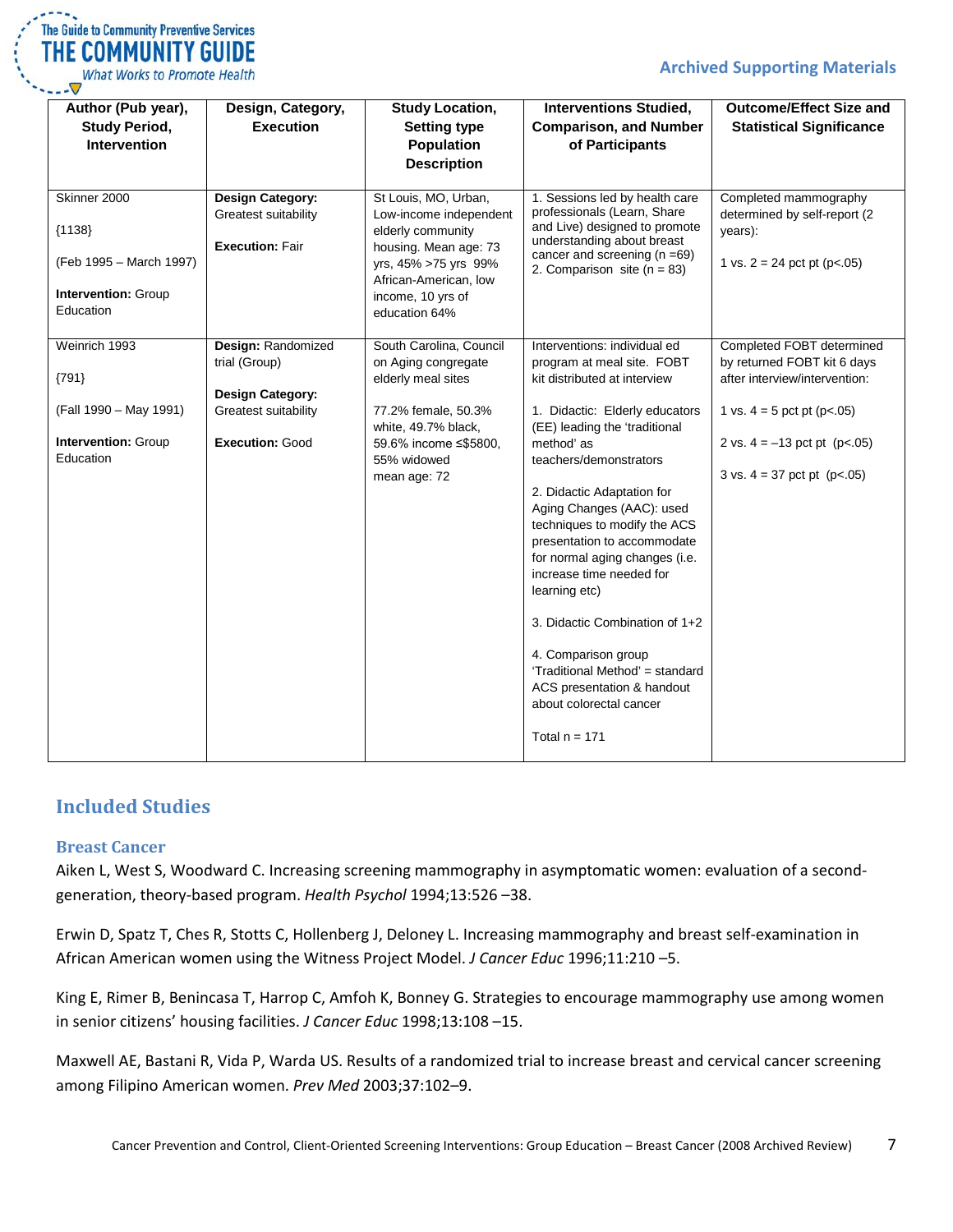| Author (Pub year), Study Period, Intervention | Design, Category, Execution | Study Location, Setting type Population Description | Interventions Studied, Comparison, and Number of Participants | Outcome/Effect Size and Statistical Significance |
|---|---|---|---|---|
| Skinner 2000<br><br>{1138}<br><br>(Feb 1995 – March 1997)<br><br>**Intervention:** Group Education | **Design Category:** Greatest suitability<br><br>**Execution:** Fair | St Louis, MO, Urban, Low-income independent elderly community housing. Mean age: 73 yrs, 45% >75 yrs 99% African-American, low income, 10 yrs of education 64% | 1. Sessions led by health care professionals (Learn, Share and Live) designed to promote understanding about breast cancer and screening (n =69)<br>2. Comparison site (n = 83) | Completed mammography determined by self-report (2 years):<br><br>1 vs. 2 = 24 pct pt (p<.05) |
| Weinrich 1993<br><br>{791}<br><br>(Fall 1990 – May 1991)<br><br>**Intervention:** Group Education | **Design:** Randomized trial (Group)<br><br>**Design Category:** Greatest suitability<br><br>**Execution:** Good | South Carolina, Council on Aging congregate elderly meal sites<br><br>77.2% female, 50.3% white, 49.7% black, 59.6% income ≤$5800, 55% widowed mean age: 72 | Interventions: individual ed program at meal site. FOBT kit distributed at interview<br><br>1. Didactic: Elderly educators (EE) leading the 'traditional method' as teachers/demonstrators<br><br>2. Didactic Adaptation for Aging Changes (AAC): used techniques to modify the ACS presentation to accommodate for normal aging changes (i.e. increase time needed for learning etc)<br><br>3. Didactic Combination of 1+2<br><br>4. Comparison group 'Traditional Method' = standard ACS presentation & handout about colorectal cancer<br><br>Total n = 171 | Completed FOBT determined by returned FOBT kit 6 days after interview/intervention:<br><br>1 vs. 4 = 5 pct pt (p<.05)<br><br>2 vs. 4 = –13 pct pt (p<.05)<br><br>3 vs. 4 = 37 pct pt (p<.05) |

## Included Studies

### Breast Cancer

Aiken L, West S, Woodward C. Increasing screening mammography in asymptomatic women: evaluation of a second-generation, theory-based program. *Health Psychol* 1994;13:526 –38.

Erwin D, Spatz T, Ches R, Stotts C, Hollenberg J, Deloney L. Increasing mammography and breast self-examination in African American women using the Witness Project Model. *J Cancer Educ* 1996;11:210 –5.

King E, Rimer B, Benincasa T, Harrop C, Amfoh K, Bonney G. Strategies to encourage mammography use among women in senior citizens' housing facilities. *J Cancer Educ* 1998;13:108 –15.

Maxwell AE, Bastani R, Vida P, Warda US. Results of a randomized trial to increase breast and cervical cancer screening among Filipino American women. *Prev Med* 2003;37:102–9.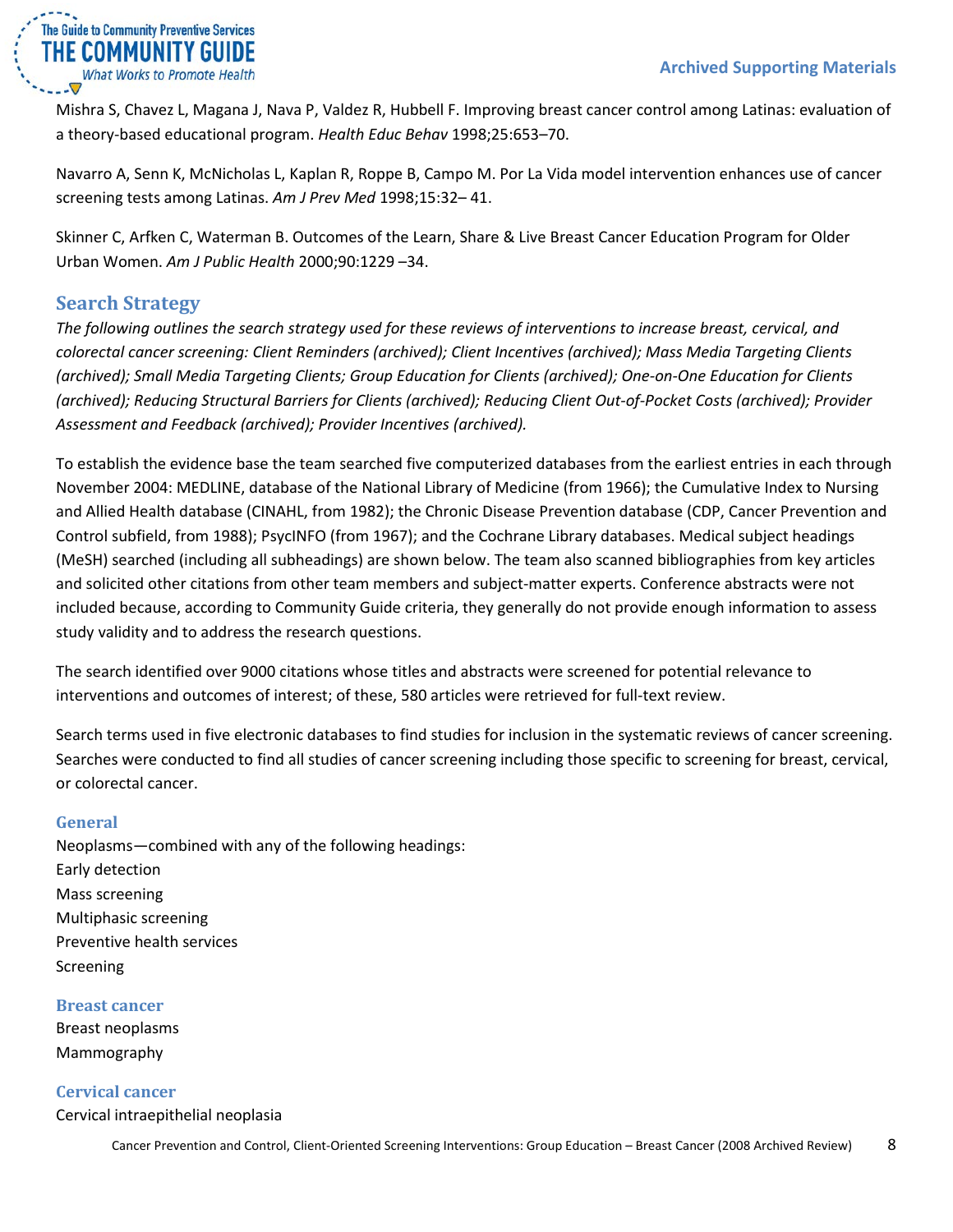Mishra S, Chavez L, Magana J, Nava P, Valdez R, Hubbell F. Improving breast cancer control among Latinas: evaluation of a theory-based educational program. *Health Educ Behav* 1998;25:653–70.

Navarro A, Senn K, McNicholas L, Kaplan R, Roppe B, Campo M. Por La Vida model intervention enhances use of cancer screening tests among Latinas. *Am J Prev Med* 1998;15:32– 41.

Skinner C, Arfken C, Waterman B. Outcomes of the Learn, Share & Live Breast Cancer Education Program for Older Urban Women. *Am J Public Health* 2000;90:1229 –34.

## Search Strategy

*The following outlines the search strategy used for these reviews of interventions to increase breast, cervical, and colorectal cancer screening: Client Reminders (archived); Client Incentives (archived); Mass Media Targeting Clients (archived); Small Media Targeting Clients; Group Education for Clients (archived); One-on-One Education for Clients (archived); Reducing Structural Barriers for Clients (archived); Reducing Client Out-of-Pocket Costs (archived); Provider Assessment and Feedback (archived); Provider Incentives (archived).*

To establish the evidence base the team searched five computerized databases from the earliest entries in each through November 2004: MEDLINE, database of the National Library of Medicine (from 1966); the Cumulative Index to Nursing and Allied Health database (CINAHL, from 1982); the Chronic Disease Prevention database (CDP, Cancer Prevention and Control subfield, from 1988); PsycINFO (from 1967); and the Cochrane Library databases. Medical subject headings (MeSH) searched (including all subheadings) are shown below. The team also scanned bibliographies from key articles and solicited other citations from other team members and subject-matter experts. Conference abstracts were not included because, according to Community Guide criteria, they generally do not provide enough information to assess study validity and to address the research questions.

The search identified over 9000 citations whose titles and abstracts were screened for potential relevance to interventions and outcomes of interest; of these, 580 articles were retrieved for full-text review.

Search terms used in five electronic databases to find studies for inclusion in the systematic reviews of cancer screening. Searches were conducted to find all studies of cancer screening including those specific to screening for breast, cervical, or colorectal cancer.

### General

Neoplasms—combined with any of the following headings:
Early detection
Mass screening
Multiphasic screening
Preventive health services
Screening

### Breast cancer

Breast neoplasms
Mammography

### Cervical cancer

Cervical intraepithelial neoplasia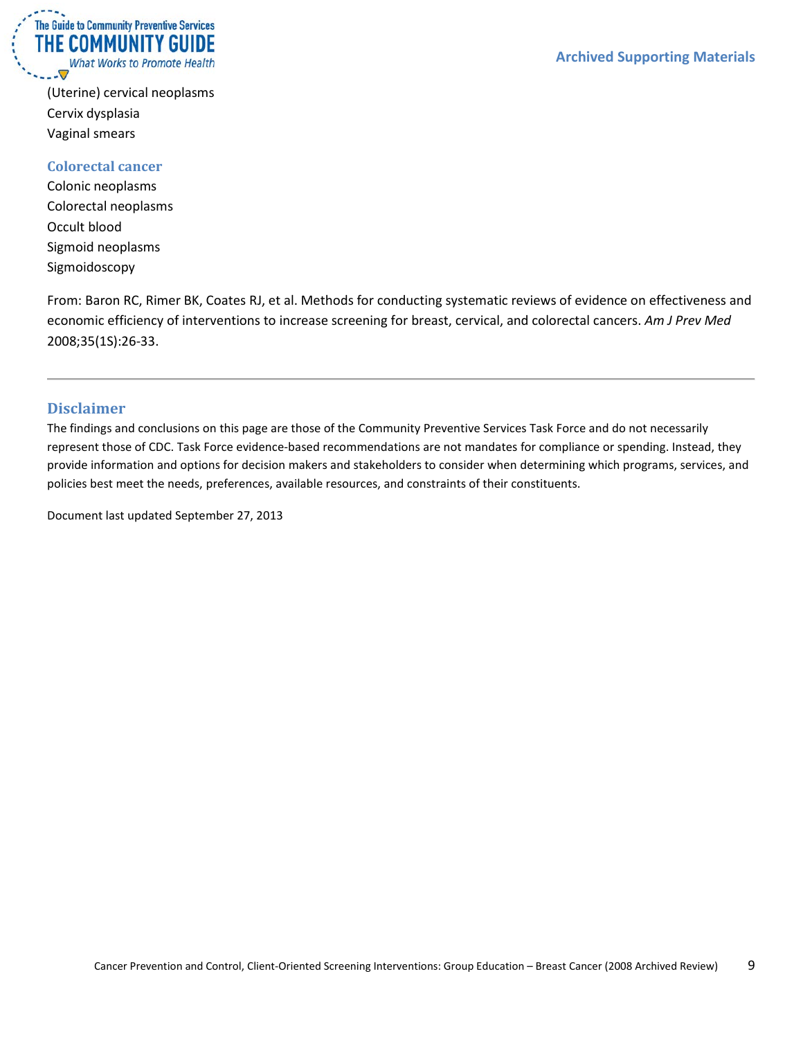(Uterine) cervical neoplasms
Cervix dysplasia
Vaginal smears

### Colorectal cancer

Colonic neoplasms
Colorectal neoplasms
Occult blood
Sigmoid neoplasms
Sigmoidoscopy

From: Baron RC, Rimer BK, Coates RJ, et al. Methods for conducting systematic reviews of evidence on effectiveness and economic efficiency of interventions to increase screening for breast, cervical, and colorectal cancers. *Am J Prev Med* 2008;35(1S):26-33.

---

## Disclaimer

The findings and conclusions on this page are those of the Community Preventive Services Task Force and do not necessarily represent those of CDC. Task Force evidence-based recommendations are not mandates for compliance or spending. Instead, they provide information and options for decision makers and stakeholders to consider when determining which programs, services, and policies best meet the needs, preferences, available resources, and constraints of their constituents.

Document last updated September 27, 2013